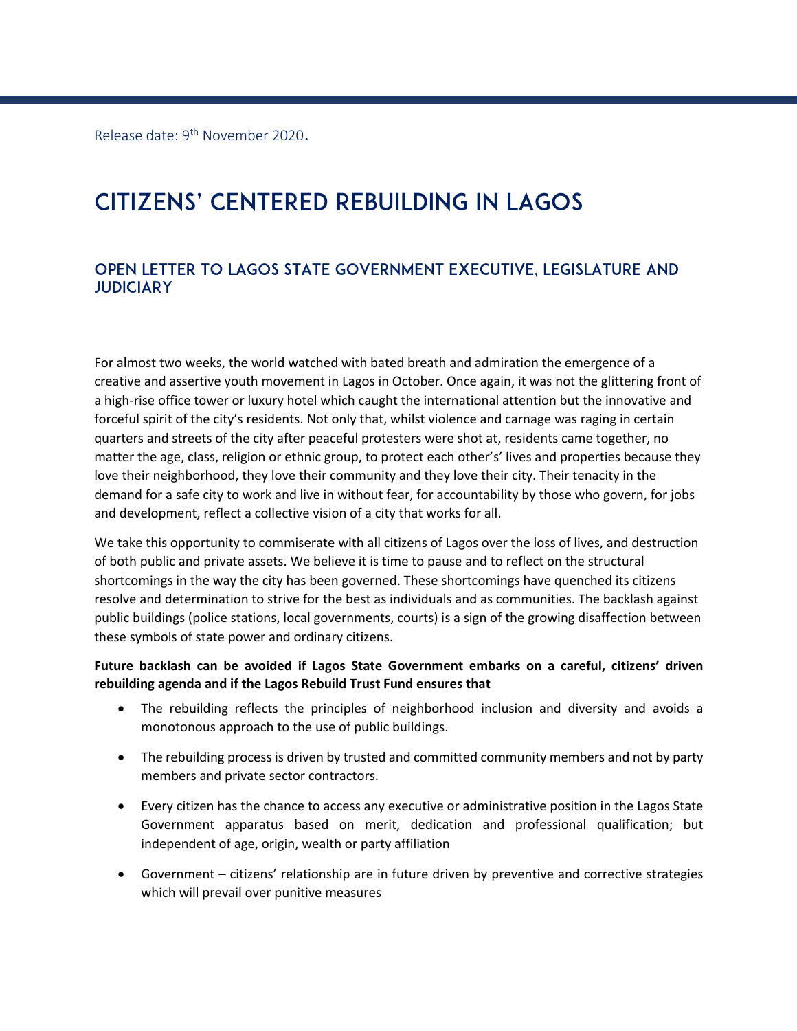Release date: 9th November 2020.

# CITIZENS' CENTERED REBUILDING IN LAGOS

## OPEN LETTER TO LAGOS STATE GOVERNMENT EXECUTIVE, LEGISLATURE AND JUDICIARY

For almost two weeks, the world watched with bated breath and admiration the emergence of a creative and assertive youth movement in Lagos in October. Once again, it was not the glittering front of a high-rise office tower or luxury hotel which caught the international attention but the innovative and forceful spirit of the city's residents. Not only that, whilst violence and carnage was raging in certain quarters and streets of the city after peaceful protesters were shot at, residents came together, no matter the age, class, religion or ethnic group, to protect each other's' lives and properties because they love their neighborhood, they love their community and they love their city. Their tenacity in the demand for a safe city to work and live in without fear, for accountability by those who govern, for jobs and development, reflect a collective vision of a city that works for all.

We take this opportunity to commiserate with all citizens of Lagos over the loss of lives, and destruction of both public and private assets. We believe it is time to pause and to reflect on the structural shortcomings in the way the city has been governed. These shortcomings have quenched its citizens resolve and determination to strive for the best as individuals and as communities. The backlash against public buildings (police stations, local governments, courts) is a sign of the growing disaffection between these symbols of state power and ordinary citizens.

**Future backlash can be avoided if Lagos State Government embarks on a careful, citizens' driven rebuilding agenda and if the Lagos Rebuild Trust Fund ensures that**

- The rebuilding reflects the principles of neighborhood inclusion and diversity and avoids a monotonous approach to the use of public buildings.
- The rebuilding process is driven by trusted and committed community members and not by party members and private sector contractors.
- Every citizen has the chance to access any executive or administrative position in the Lagos State Government apparatus based on merit, dedication and professional qualification; but independent of age, origin, wealth or party affiliation
- Government – citizens' relationship are in future driven by preventive and corrective strategies which will prevail over punitive measures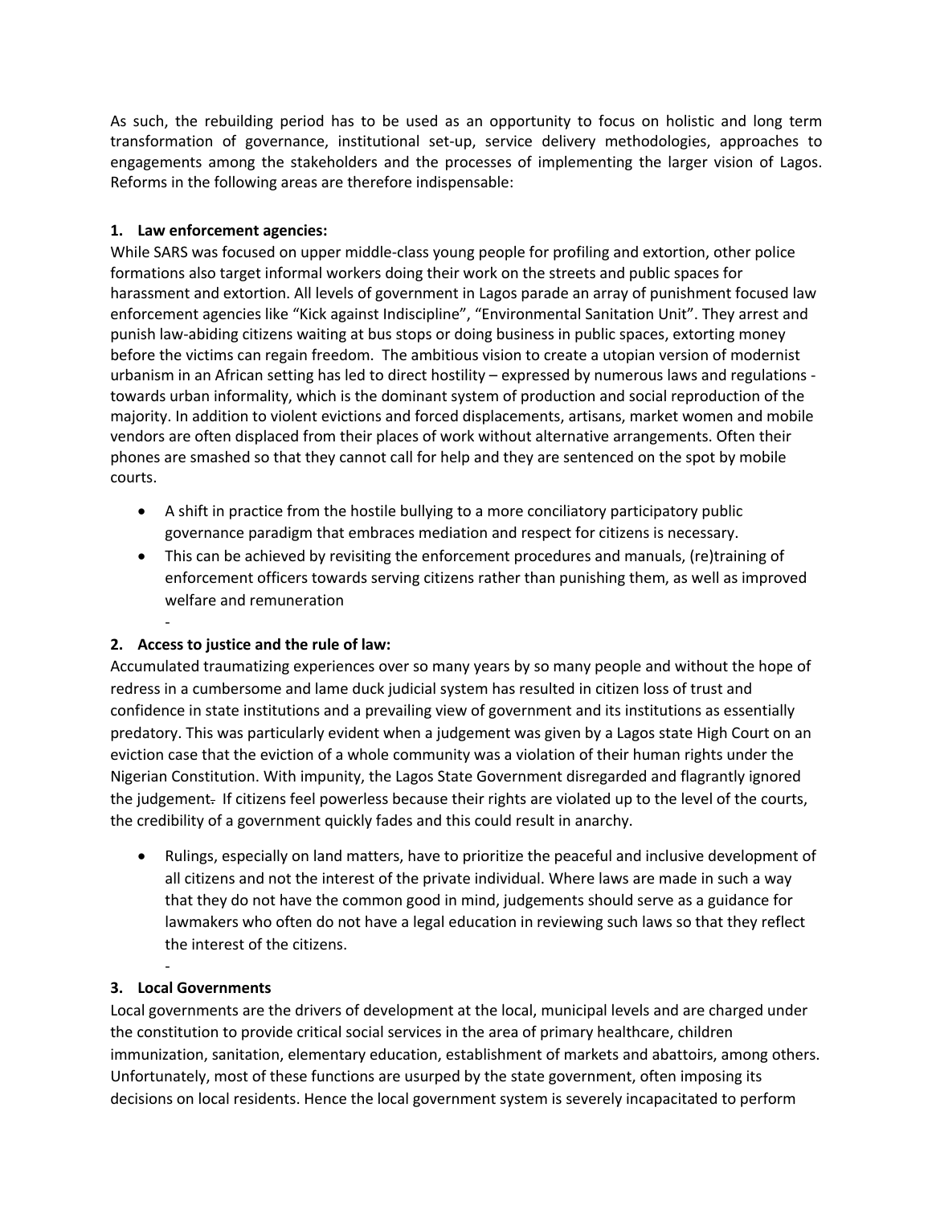As such, the rebuilding period has to be used as an opportunity to focus on holistic and long term transformation of governance, institutional set-up, service delivery methodologies, approaches to engagements among the stakeholders and the processes of implementing the larger vision of Lagos. Reforms in the following areas are therefore indispensable:

**1. Law enforcement agencies:**

While SARS was focused on upper middle-class young people for profiling and extortion, other police formations also target informal workers doing their work on the streets and public spaces for harassment and extortion. All levels of government in Lagos parade an array of punishment focused law enforcement agencies like "Kick against Indiscipline", "Environmental Sanitation Unit". They arrest and punish law-abiding citizens waiting at bus stops or doing business in public spaces, extorting money before the victims can regain freedom. The ambitious vision to create a utopian version of modernist urbanism in an African setting has led to direct hostility – expressed by numerous laws and regulations - towards urban informality, which is the dominant system of production and social reproduction of the majority. In addition to violent evictions and forced displacements, artisans, market women and mobile vendors are often displaced from their places of work without alternative arrangements. Often their phones are smashed so that they cannot call for help and they are sentenced on the spot by mobile courts.

- A shift in practice from the hostile bullying to a more conciliatory participatory public governance paradigm that embraces mediation and respect for citizens is necessary.
- This can be achieved by revisiting the enforcement procedures and manuals, (re)training of enforcement officers towards serving citizens rather than punishing them, as well as improved welfare and remuneration

**2. Access to justice and the rule of law:**

Accumulated traumatizing experiences over so many years by so many people and without the hope of redress in a cumbersome and lame duck judicial system has resulted in citizen loss of trust and confidence in state institutions and a prevailing view of government and its institutions as essentially predatory. This was particularly evident when a judgement was given by a Lagos state High Court on an eviction case that the eviction of a whole community was a violation of their human rights under the Nigerian Constitution. With impunity, the Lagos State Government disregarded and flagrantly ignored the judgement. If citizens feel powerless because their rights are violated up to the level of the courts, the credibility of a government quickly fades and this could result in anarchy.

- Rulings, especially on land matters, have to prioritize the peaceful and inclusive development of all citizens and not the interest of the private individual. Where laws are made in such a way that they do not have the common good in mind, judgements should serve as a guidance for lawmakers who often do not have a legal education in reviewing such laws so that they reflect the interest of the citizens.

**3. Local Governments**

Local governments are the drivers of development at the local, municipal levels and are charged under the constitution to provide critical social services in the area of primary healthcare, children immunization, sanitation, elementary education, establishment of markets and abattoirs, among others. Unfortunately, most of these functions are usurped by the state government, often imposing its decisions on local residents. Hence the local government system is severely incapacitated to perform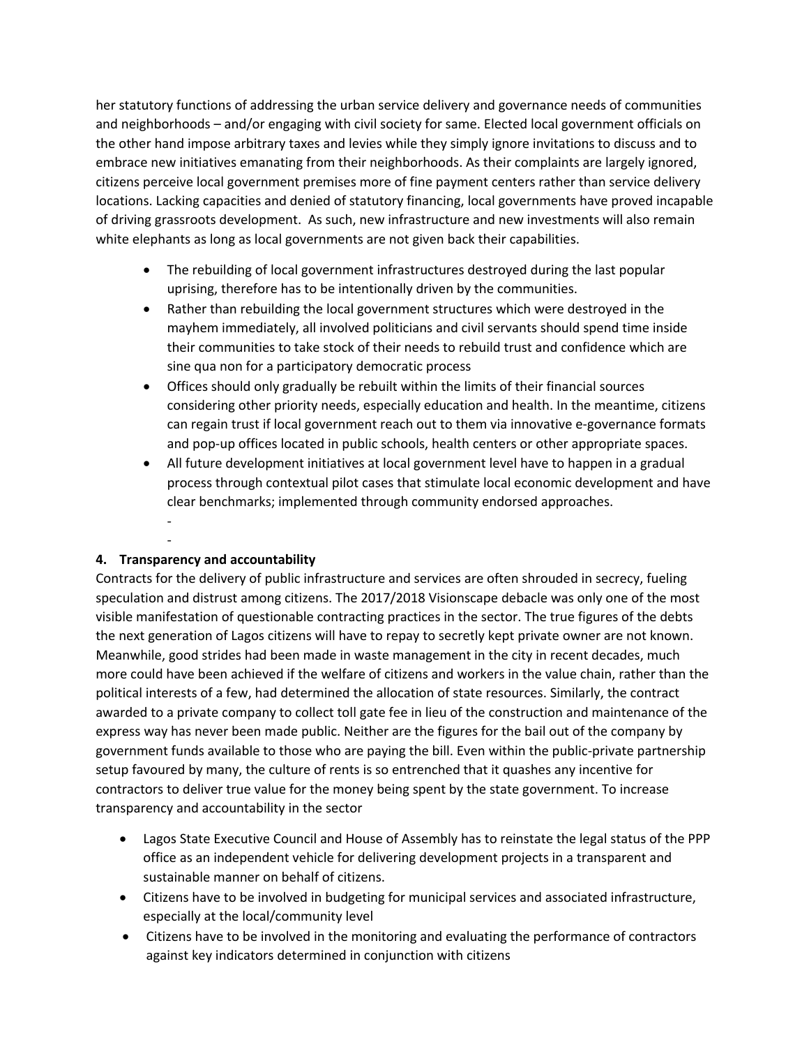her statutory functions of addressing the urban service delivery and governance needs of communities and neighborhoods – and/or engaging with civil society for same. Elected local government officials on the other hand impose arbitrary taxes and levies while they simply ignore invitations to discuss and to embrace new initiatives emanating from their neighborhoods. As their complaints are largely ignored, citizens perceive local government premises more of fine payment centers rather than service delivery locations. Lacking capacities and denied of statutory financing, local governments have proved incapable of driving grassroots development. As such, new infrastructure and new investments will also remain white elephants as long as local governments are not given back their capabilities.

- The rebuilding of local government infrastructures destroyed during the last popular uprising, therefore has to be intentionally driven by the communities.
- Rather than rebuilding the local government structures which were destroyed in the mayhem immediately, all involved politicians and civil servants should spend time inside their communities to take stock of their needs to rebuild trust and confidence which are sine qua non for a participatory democratic process
- Offices should only gradually be rebuilt within the limits of their financial sources considering other priority needs, especially education and health. In the meantime, citizens can regain trust if local government reach out to them via innovative e-governance formats and pop-up offices located in public schools, health centers or other appropriate spaces.
- All future development initiatives at local government level have to happen in a gradual process through contextual pilot cases that stimulate local economic development and have clear benchmarks; implemented through community endorsed approaches.
    -
    -

## 4. Transparency and accountability

Contracts for the delivery of public infrastructure and services are often shrouded in secrecy, fueling speculation and distrust among citizens. The 2017/2018 Visionscape debacle was only one of the most visible manifestation of questionable contracting practices in the sector. The true figures of the debts the next generation of Lagos citizens will have to repay to secretly kept private owner are not known. Meanwhile, good strides had been made in waste management in the city in recent decades, much more could have been achieved if the welfare of citizens and workers in the value chain, rather than the political interests of a few, had determined the allocation of state resources. Similarly, the contract awarded to a private company to collect toll gate fee in lieu of the construction and maintenance of the express way has never been made public. Neither are the figures for the bail out of the company by government funds available to those who are paying the bill. Even within the public-private partnership setup favoured by many, the culture of rents is so entrenched that it quashes any incentive for contractors to deliver true value for the money being spent by the state government. To increase transparency and accountability in the sector

- Lagos State Executive Council and House of Assembly has to reinstate the legal status of the PPP office as an independent vehicle for delivering development projects in a transparent and sustainable manner on behalf of citizens.
- Citizens have to be involved in budgeting for municipal services and associated infrastructure, especially at the local/community level
- Citizens have to be involved in the monitoring and evaluating the performance of contractors against key indicators determined in conjunction with citizens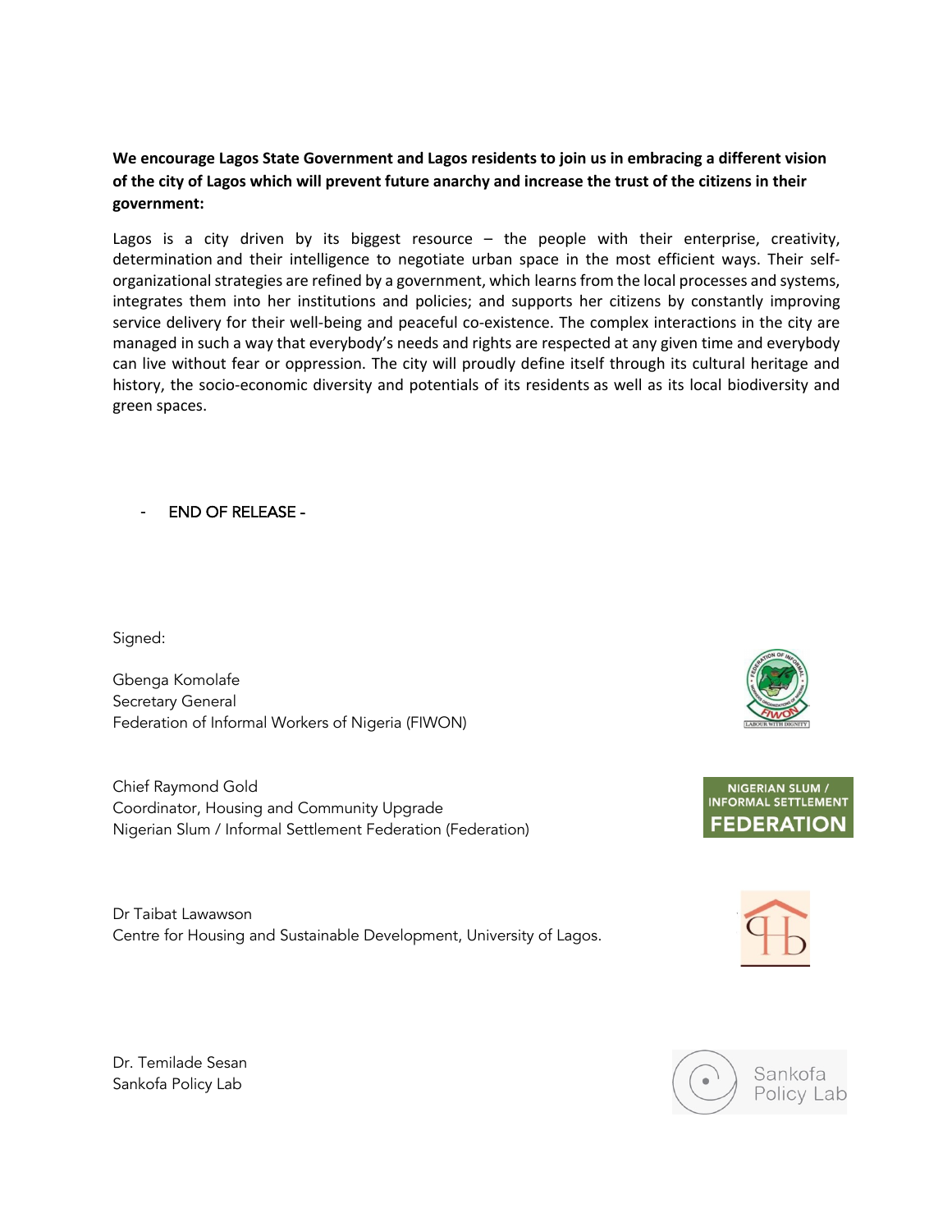**We encourage Lagos State Government and Lagos residents to join us in embracing a different vision of the city of Lagos which will prevent future anarchy and increase the trust of the citizens in their government:**

Lagos is a city driven by its biggest resource – the people with their enterprise, creativity, determination and their intelligence to negotiate urban space in the most efficient ways. Their self-organizational strategies are refined by a government, which learns from the local processes and systems, integrates them into her institutions and policies; and supports her citizens by constantly improving service delivery for their well-being and peaceful co-existence. The complex interactions in the city are managed in such a way that everybody's needs and rights are respected at any given time and everybody can live without fear or oppression. The city will proudly define itself through its cultural heritage and history, the socio-economic diversity and potentials of its residents as well as its local biodiversity and green spaces.

- END OF RELEASE -

Signed:

Gbenga Komolafe
Secretary General
Federation of Informal Workers of Nigeria (FIWON)

Chief Raymond Gold
Coordinator, Housing and Community Upgrade
Nigerian Slum / Informal Settlement Federation (Federation)

Dr Taibat Lawawson
Centre for Housing and Sustainable Development, University of Lagos.

Dr. Temilade Sesan
Sankofa Policy Lab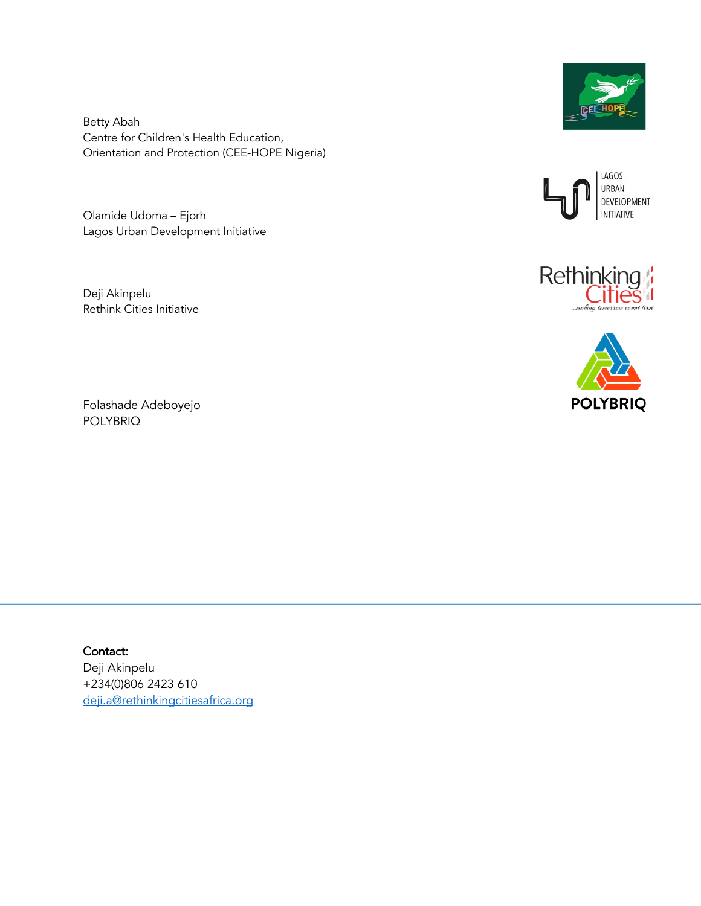Betty Abah
Centre for Children's Health Education,
Orientation and Protection (CEE-HOPE Nigeria)

Olamide Udoma – Ejorh
Lagos Urban Development Initiative

Deji Akinpelu
Rethink Cities Initiative

Folashade Adeboyejo
POLYBRIQ

---

Contact:
Deji Akinpelu
+234(0)806 2423 610
deji.a@rethinkingcitiesafrica.org